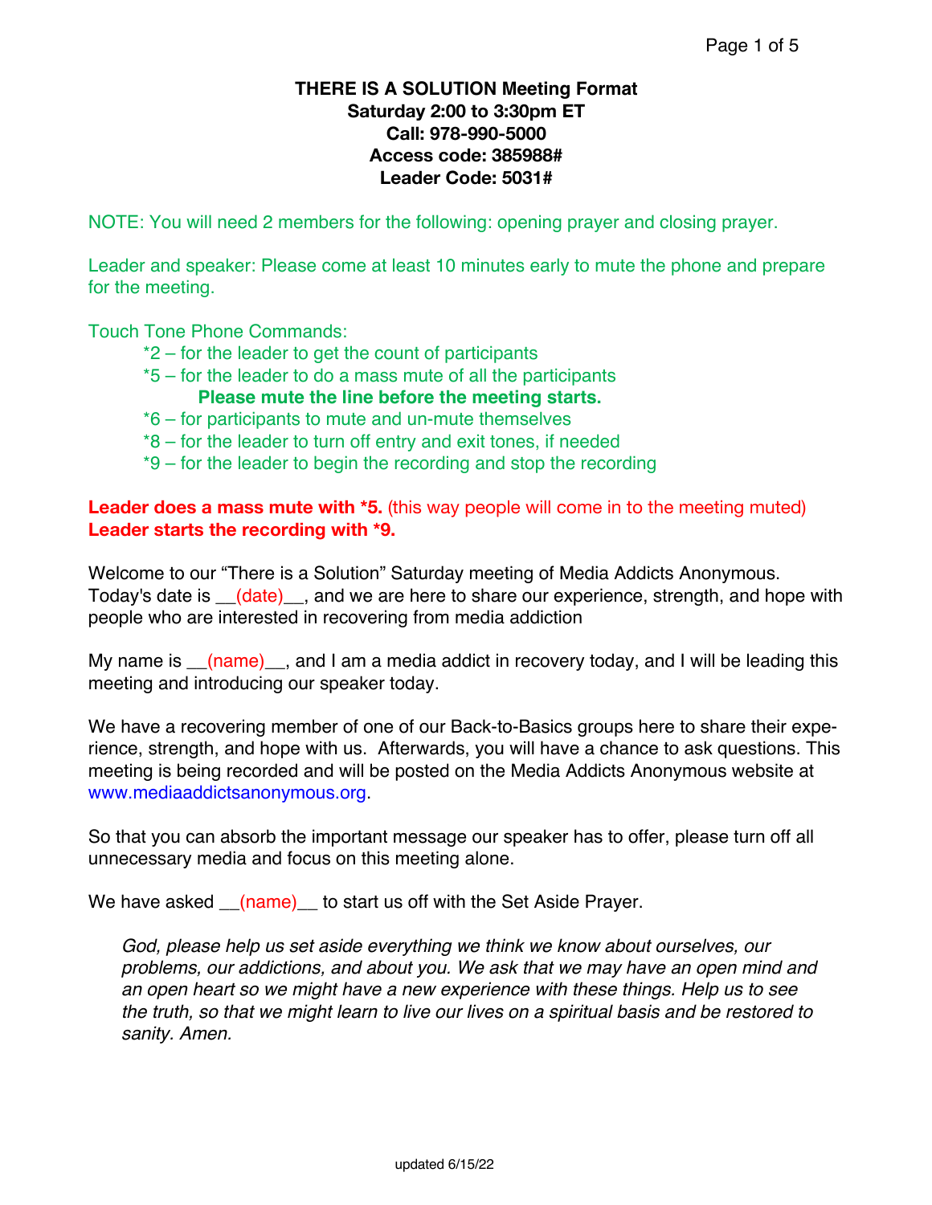**THERE IS A SOLUTION Meeting Format**
**Saturday 2:00 to 3:30pm ET**
**Call: 978-990-5000**
**Access code: 385988#**
**Leader Code: 5031#**

NOTE: You will need 2 members for the following: opening prayer and closing prayer.

Leader and speaker: Please come at least 10 minutes early to mute the phone and prepare for the meeting.

Touch Tone Phone Commands:

- *2 – for the leader to get the count of participants
- *5 – for the leader to do a mass mute of all the participants
  **Please mute the line before the meeting starts.**
- *6 – for participants to mute and un-mute themselves
- *8 – for the leader to turn off entry and exit tones, if needed
- *9 – for the leader to begin the recording and stop the recording

**Leader does a mass mute with *5.** (this way people will come in to the meeting muted)
**Leader starts the recording with *9.**

Welcome to our "There is a Solution" Saturday meeting of Media Addicts Anonymous. Today's date is __(date)__, and we are here to share our experience, strength, and hope with people who are interested in recovering from media addiction

My name is __(name)__, and I am a media addict in recovery today, and I will be leading this meeting and introducing our speaker today.

We have a recovering member of one of our Back-to-Basics groups here to share their experience, strength, and hope with us. Afterwards, you will have a chance to ask questions. This meeting is being recorded and will be posted on the Media Addicts Anonymous website at www.mediaaddictsanonymous.org.

So that you can absorb the important message our speaker has to offer, please turn off all unnecessary media and focus on this meeting alone.

We have asked __(name)__ to start us off with the Set Aside Prayer.

> *God, please help us set aside everything we think we know about ourselves, our problems, our addictions, and about you. We ask that we may have an open mind and an open heart so we might have a new experience with these things. Help us to see the truth, so that we might learn to live our lives on a spiritual basis and be restored to sanity. Amen.*

updated 6/15/22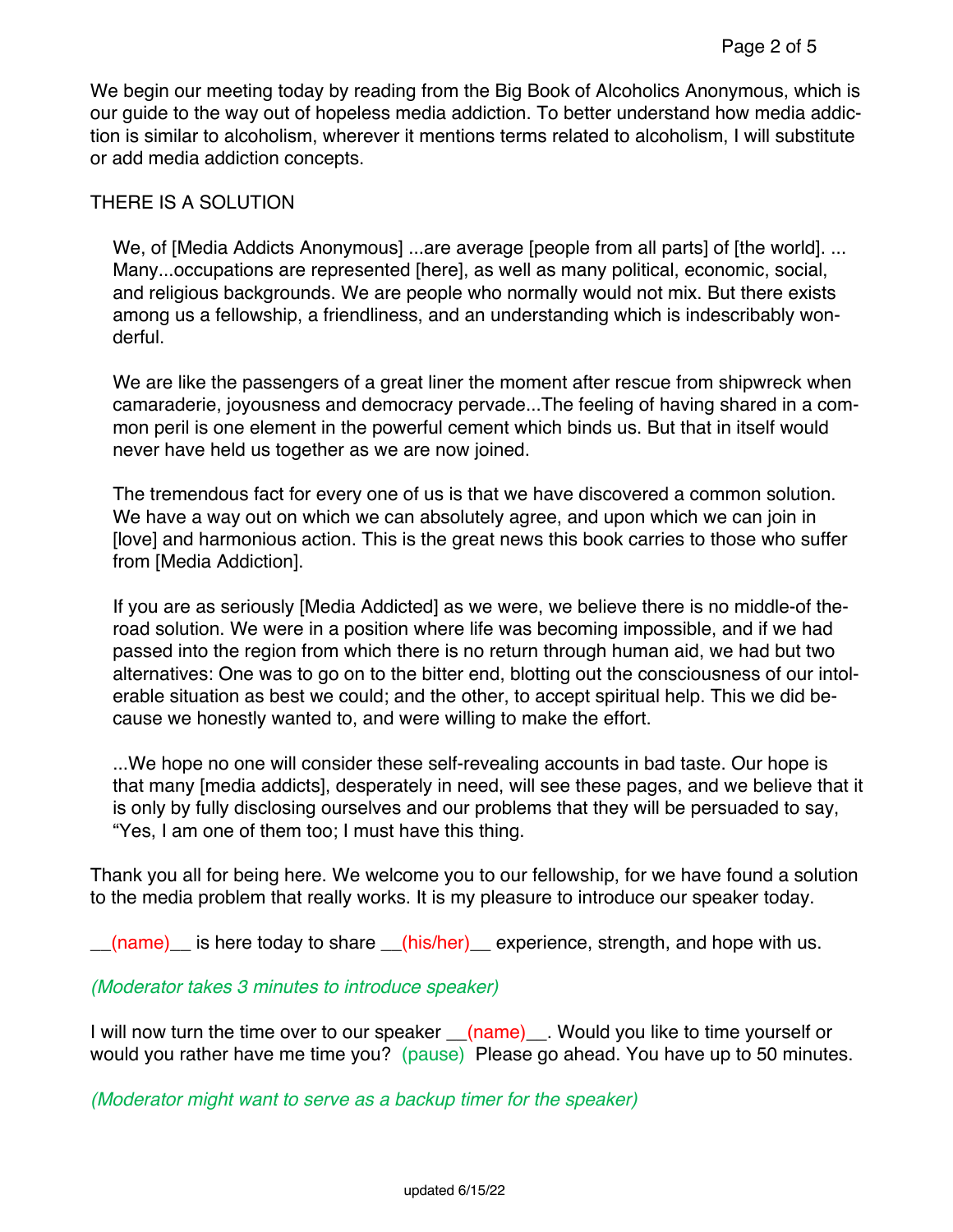We begin our meeting today by reading from the Big Book of Alcoholics Anonymous, which is our guide to the way out of hopeless media addiction. To better understand how media addiction is similar to alcoholism, wherever it mentions terms related to alcoholism, I will substitute or add media addiction concepts.

THERE IS A SOLUTION

> We, of [Media Addicts Anonymous] ...are average [people from all parts] of [the world]. ... Many...occupations are represented [here], as well as many political, economic, social, and religious backgrounds. We are people who normally would not mix. But there exists among us a fellowship, a friendliness, and an understanding which is indescribably wonderful.
>
> We are like the passengers of a great liner the moment after rescue from shipwreck when camaraderie, joyousness and democracy pervade...The feeling of having shared in a common peril is one element in the powerful cement which binds us. But that in itself would never have held us together as we are now joined.
>
> The tremendous fact for every one of us is that we have discovered a common solution. We have a way out on which we can absolutely agree, and upon which we can join in [love] and harmonious action. This is the great news this book carries to those who suffer from [Media Addiction].
>
> If you are as seriously [Media Addicted] as we were, we believe there is no middle-of the-road solution. We were in a position where life was becoming impossible, and if we had passed into the region from which there is no return through human aid, we had but two alternatives: One was to go on to the bitter end, blotting out the consciousness of our intolerable situation as best we could; and the other, to accept spiritual help. This we did because we honestly wanted to, and were willing to make the effort.
>
> ...We hope no one will consider these self-revealing accounts in bad taste. Our hope is that many [media addicts], desperately in need, will see these pages, and we believe that it is only by fully disclosing ourselves and our problems that they will be persuaded to say, “Yes, I am one of them too; I must have this thing.

Thank you all for being here. We welcome you to our fellowship, for we have found a solution to the media problem that really works. It is my pleasure to introduce our speaker today.

__(name)__ is here today to share __(his/her)__ experience, strength, and hope with us.

*(Moderator takes 3 minutes to introduce speaker)*

I will now turn the time over to our speaker __(name)__. Would you like to time yourself or would you rather have me time you? (pause) Please go ahead. You have up to 50 minutes.

*(Moderator might want to serve as a backup timer for the speaker)*

updated 6/15/22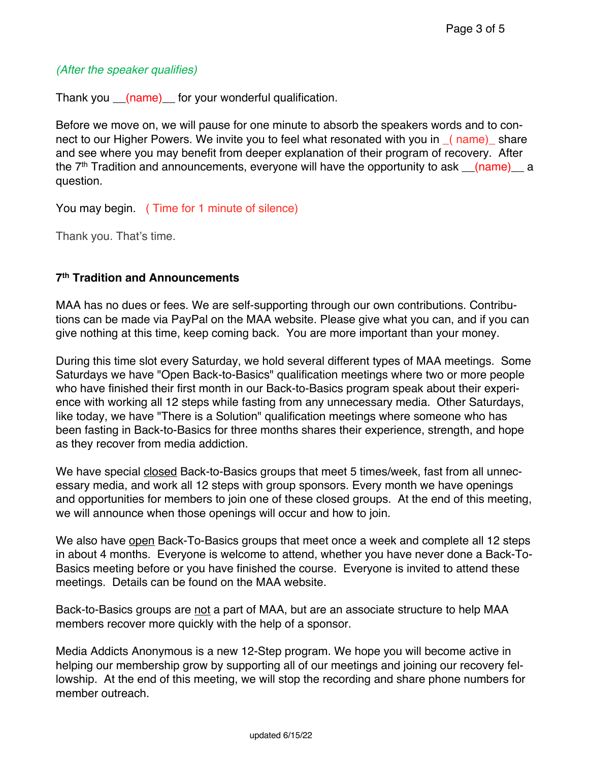*(After the speaker qualifies)*

Thank you __(name)__ for your wonderful qualification.

Before we move on, we will pause for one minute to absorb the speakers words and to connect to our Higher Powers. We invite you to feel what resonated with you in _( name)_ share and see where you may benefit from deeper explanation of their program of recovery. After the 7th Tradition and announcements, everyone will have the opportunity to ask __(name)__ a question.

You may begin. ( Time for 1 minute of silence)

Thank you. That's time.

**7th Tradition and Announcements**

MAA has no dues or fees. We are self-supporting through our own contributions. Contributions can be made via PayPal on the MAA website. Please give what you can, and if you can give nothing at this time, keep coming back. You are more important than your money.

During this time slot every Saturday, we hold several different types of MAA meetings. Some Saturdays we have "Open Back-to-Basics" qualification meetings where two or more people who have finished their first month in our Back-to-Basics program speak about their experience with working all 12 steps while fasting from any unnecessary media. Other Saturdays, like today, we have "There is a Solution" qualification meetings where someone who has been fasting in Back-to-Basics for three months shares their experience, strength, and hope as they recover from media addiction.

We have special closed Back-to-Basics groups that meet 5 times/week, fast from all unnecessary media, and work all 12 steps with group sponsors. Every month we have openings and opportunities for members to join one of these closed groups. At the end of this meeting, we will announce when those openings will occur and how to join.

We also have open Back-To-Basics groups that meet once a week and complete all 12 steps in about 4 months. Everyone is welcome to attend, whether you have never done a Back-To-Basics meeting before or you have finished the course. Everyone is invited to attend these meetings. Details can be found on the MAA website.

Back-to-Basics groups are not a part of MAA, but are an associate structure to help MAA members recover more quickly with the help of a sponsor.

Media Addicts Anonymous is a new 12-Step program. We hope you will become active in helping our membership grow by supporting all of our meetings and joining our recovery fellowship. At the end of this meeting, we will stop the recording and share phone numbers for member outreach.

updated 6/15/22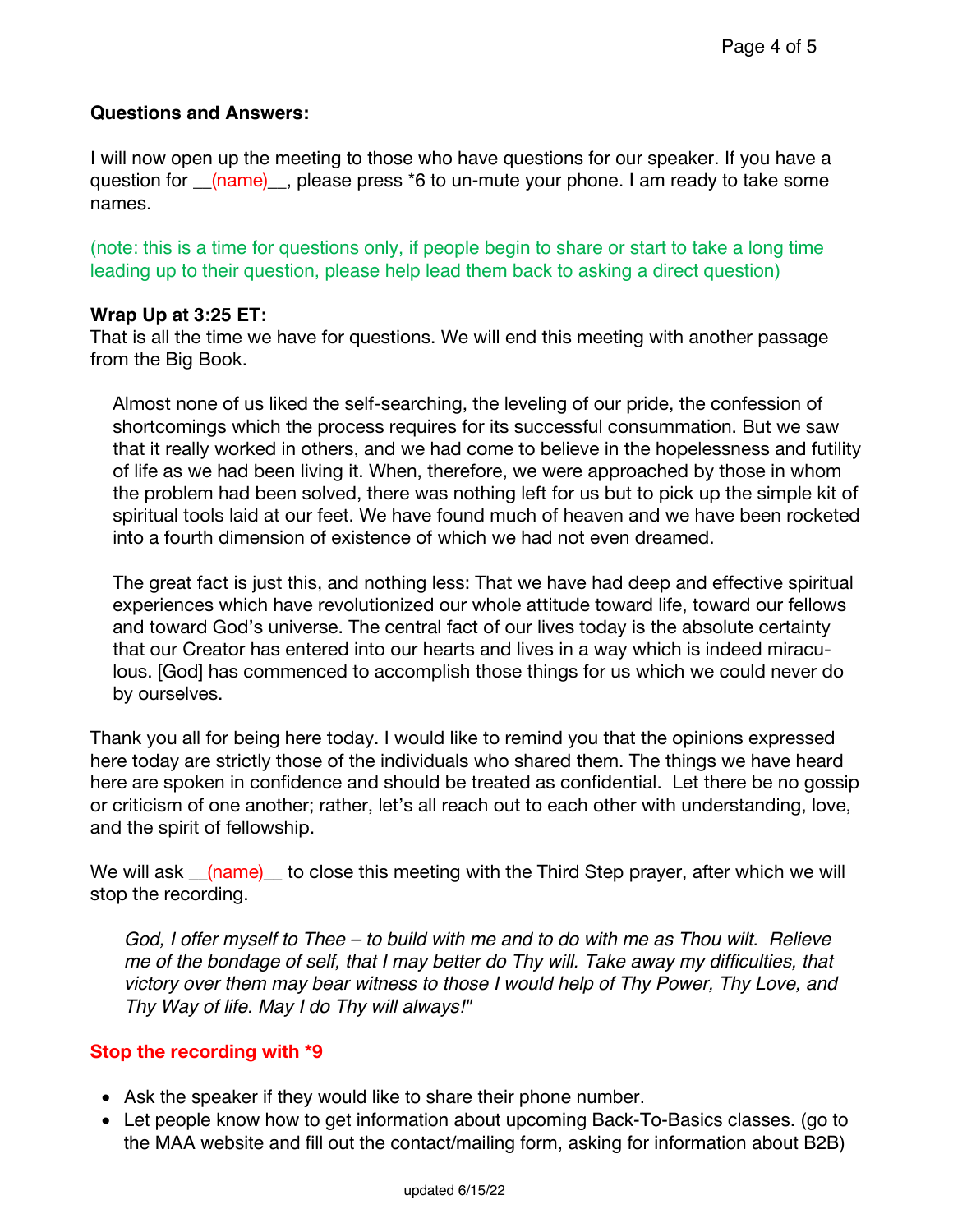**Questions and Answers:**

I will now open up the meeting to those who have questions for our speaker. If you have a question for __(name)__, please press *6 to un-mute your phone. I am ready to take some names.

(note: this is a time for questions only, if people begin to share or start to take a long time leading up to their question, please help lead them back to asking a direct question)

**Wrap Up at 3:25 ET:**
That is all the time we have for questions. We will end this meeting with another passage from the Big Book.

> Almost none of us liked the self-searching, the leveling of our pride, the confession of shortcomings which the process requires for its successful consummation. But we saw that it really worked in others, and we had come to believe in the hopelessness and futility of life as we had been living it. When, therefore, we were approached by those in whom the problem had been solved, there was nothing left for us but to pick up the simple kit of spiritual tools laid at our feet. We have found much of heaven and we have been rocketed into a fourth dimension of existence of which we had not even dreamed.
>
> The great fact is just this, and nothing less: That we have had deep and effective spiritual experiences which have revolutionized our whole attitude toward life, toward our fellows and toward God's universe. The central fact of our lives today is the absolute certainty that our Creator has entered into our hearts and lives in a way which is indeed miraculous. [God] has commenced to accomplish those things for us which we could never do by ourselves.

Thank you all for being here today. I would like to remind you that the opinions expressed here today are strictly those of the individuals who shared them. The things we have heard here are spoken in confidence and should be treated as confidential. Let there be no gossip or criticism of one another; rather, let's all reach out to each other with understanding, love, and the spirit of fellowship.

We will ask __(name)__ to close this meeting with the Third Step prayer, after which we will stop the recording.

> *God, I offer myself to Thee – to build with me and to do with me as Thou wilt. Relieve me of the bondage of self, that I may better do Thy will. Take away my difficulties, that victory over them may bear witness to those I would help of Thy Power, Thy Love, and Thy Way of life. May I do Thy will always!"*

**Stop the recording with *9**

- Ask the speaker if they would like to share their phone number.
- Let people know how to get information about upcoming Back-To-Basics classes. (go to the MAA website and fill out the contact/mailing form, asking for information about B2B)

updated 6/15/22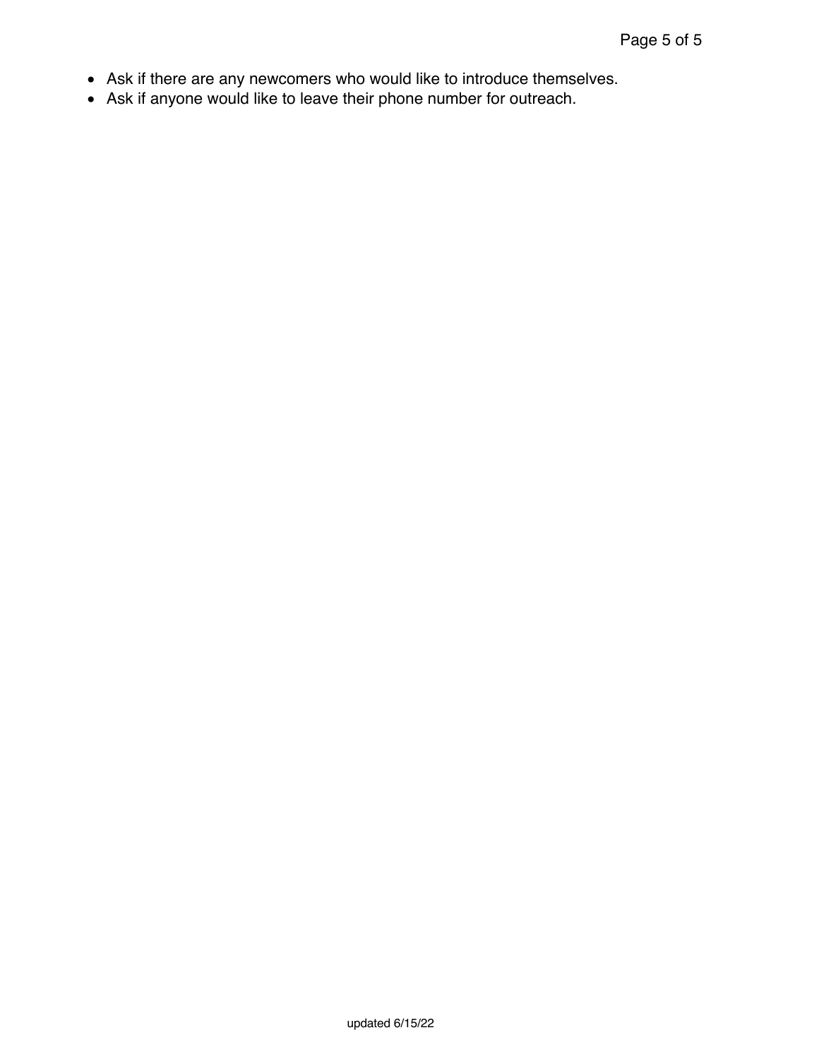- Ask if there are any newcomers who would like to introduce themselves.
- Ask if anyone would like to leave their phone number for outreach.

updated 6/15/22